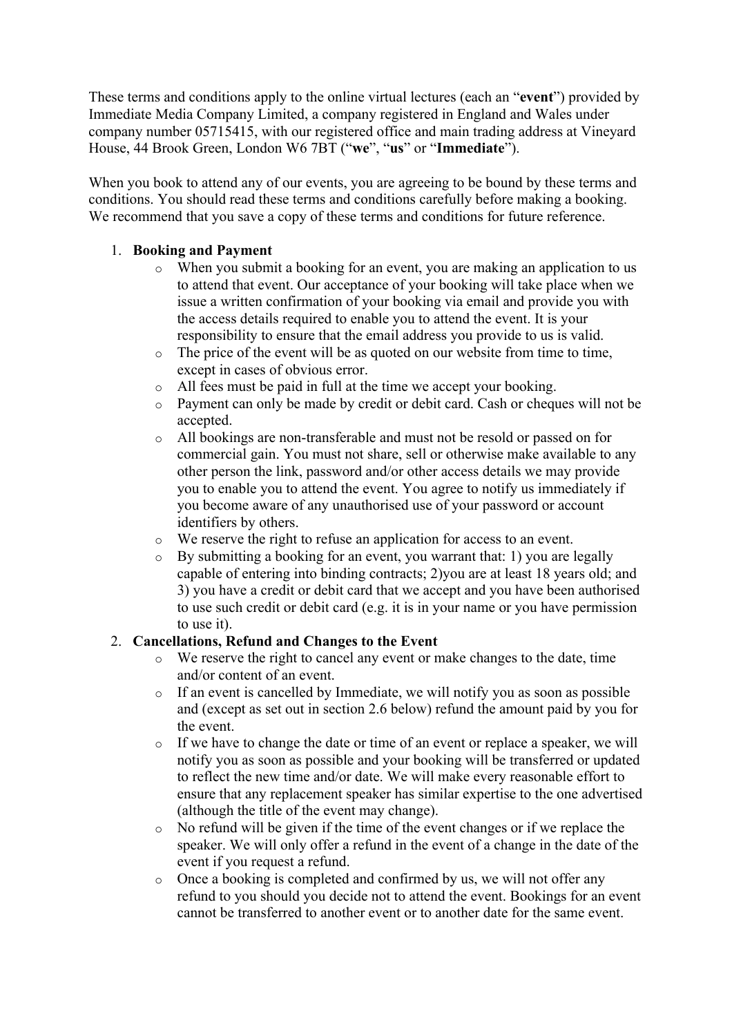These terms and conditions apply to the online virtual lectures (each an "**event**") provided by Immediate Media Company Limited, a company registered in England and Wales under company number 05715415, with our registered office and main trading address at Vineyard House, 44 Brook Green, London W6 7BT ("**we**", "**us**" or "**Immediate**").

When you book to attend any of our events, you are agreeing to be bound by these terms and conditions. You should read these terms and conditions carefully before making a booking. We recommend that you save a copy of these terms and conditions for future reference.

1. **Booking and Payment**
    - When you submit a booking for an event, you are making an application to us to attend that event. Our acceptance of your booking will take place when we issue a written confirmation of your booking via email and provide you with the access details required to enable you to attend the event. It is your responsibility to ensure that the email address you provide to us is valid.
    - The price of the event will be as quoted on our website from time to time, except in cases of obvious error.
    - All fees must be paid in full at the time we accept your booking.
    - Payment can only be made by credit or debit card. Cash or cheques will not be accepted.
    - All bookings are non-transferable and must not be resold or passed on for commercial gain. You must not share, sell or otherwise make available to any other person the link, password and/or other access details we may provide you to enable you to attend the event. You agree to notify us immediately if you become aware of any unauthorised use of your password or account identifiers by others.
    - We reserve the right to refuse an application for access to an event.
    - By submitting a booking for an event, you warrant that: 1) you are legally capable of entering into binding contracts; 2)you are at least 18 years old; and 3) you have a credit or debit card that we accept and you have been authorised to use such credit or debit card (e.g. it is in your name or you have permission to use it).
2. **Cancellations, Refund and Changes to the Event**
    - We reserve the right to cancel any event or make changes to the date, time and/or content of an event.
    - If an event is cancelled by Immediate, we will notify you as soon as possible and (except as set out in section 2.6 below) refund the amount paid by you for the event.
    - If we have to change the date or time of an event or replace a speaker, we will notify you as soon as possible and your booking will be transferred or updated to reflect the new time and/or date. We will make every reasonable effort to ensure that any replacement speaker has similar expertise to the one advertised (although the title of the event may change).
    - No refund will be given if the time of the event changes or if we replace the speaker. We will only offer a refund in the event of a change in the date of the event if you request a refund.
    - Once a booking is completed and confirmed by us, we will not offer any refund to you should you decide not to attend the event. Bookings for an event cannot be transferred to another event or to another date for the same event.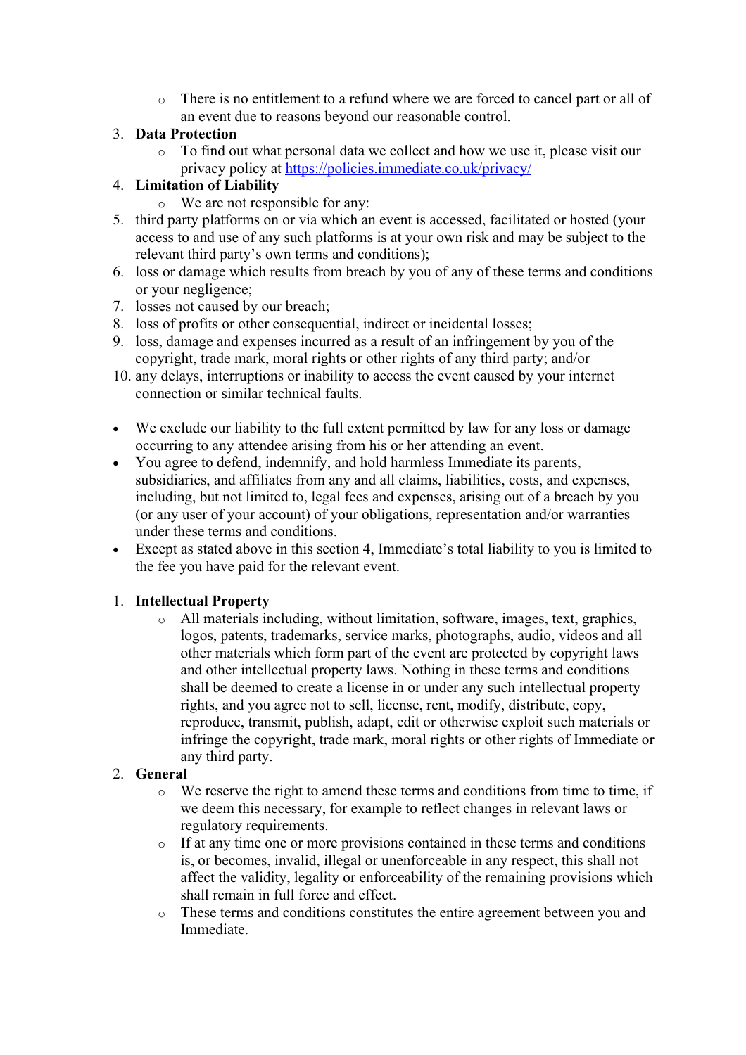- There is no entitlement to a refund where we are forced to cancel part or all of an event due to reasons beyond our reasonable control.

3. **Data Protection**
    - To find out what personal data we collect and how we use it, please visit our privacy policy at [https://policies.immediate.co.uk/privacy/](https://policies.immediate.co.uk/privacy/)
4. **Limitation of Liability**
    - We are not responsible for any:
5. third party platforms on or via which an event is accessed, facilitated or hosted (your access to and use of any such platforms is at your own risk and may be subject to the relevant third party's own terms and conditions);
6. loss or damage which results from breach by you of any of these terms and conditions or your negligence;
7. losses not caused by our breach;
8. loss of profits or other consequential, indirect or incidental losses;
9. loss, damage and expenses incurred as a result of an infringement by you of the copyright, trade mark, moral rights or other rights of any third party; and/or
10. any delays, interruptions or inability to access the event caused by your internet connection or similar technical faults.

- We exclude our liability to the full extent permitted by law for any loss or damage occurring to any attendee arising from his or her attending an event.
- You agree to defend, indemnify, and hold harmless Immediate its parents, subsidiaries, and affiliates from any and all claims, liabilities, costs, and expenses, including, but not limited to, legal fees and expenses, arising out of a breach by you (or any user of your account) of your obligations, representation and/or warranties under these terms and conditions.
- Except as stated above in this section 4, Immediate's total liability to you is limited to the fee you have paid for the relevant event.

1. **Intellectual Property**
    - All materials including, without limitation, software, images, text, graphics, logos, patents, trademarks, service marks, photographs, audio, videos and all other materials which form part of the event are protected by copyright laws and other intellectual property laws. Nothing in these terms and conditions shall be deemed to create a license in or under any such intellectual property rights, and you agree not to sell, license, rent, modify, distribute, copy, reproduce, transmit, publish, adapt, edit or otherwise exploit such materials or infringe the copyright, trade mark, moral rights or other rights of Immediate or any third party.
2. **General**
    - We reserve the right to amend these terms and conditions from time to time, if we deem this necessary, for example to reflect changes in relevant laws or regulatory requirements.
    - If at any time one or more provisions contained in these terms and conditions is, or becomes, invalid, illegal or unenforceable in any respect, this shall not affect the validity, legality or enforceability of the remaining provisions which shall remain in full force and effect.
    - These terms and conditions constitutes the entire agreement between you and Immediate.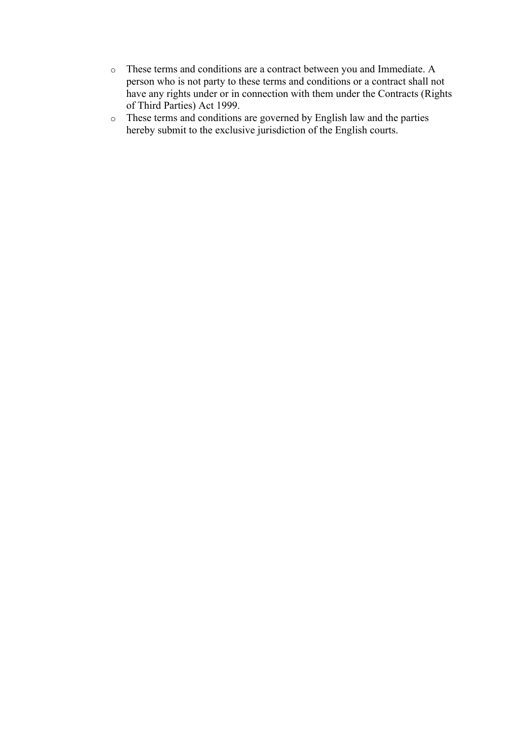- These terms and conditions are a contract between you and Immediate. A person who is not party to these terms and conditions or a contract shall not have any rights under or in connection with them under the Contracts (Rights of Third Parties) Act 1999.
- These terms and conditions are governed by English law and the parties hereby submit to the exclusive jurisdiction of the English courts.